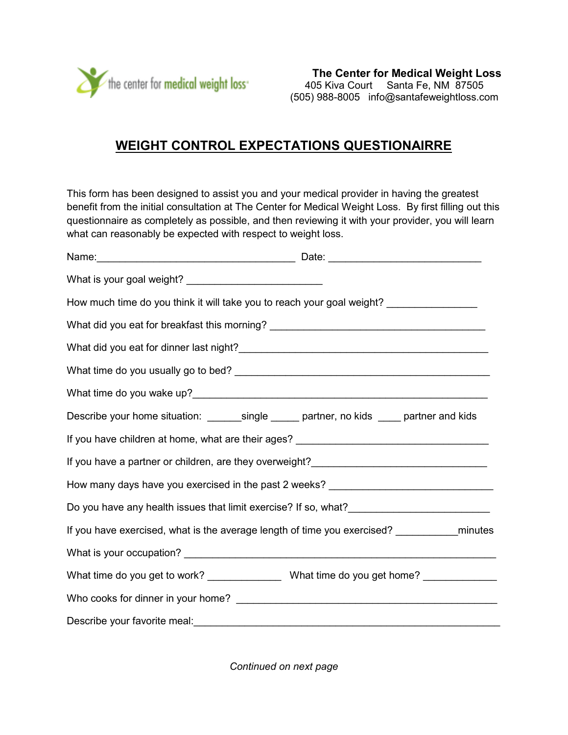the center for medical weight loss

**The Center for Medical Weight Loss**
405 Kiva Court Santa Fe, NM 87505
(505) 988-8005 info@santafeweightloss.com

# WEIGHT CONTROL EXPECTATIONS QUESTIONAIRRE

This form has been designed to assist you and your medical provider in having the greatest benefit from the initial consultation at The Center for Medical Weight Loss. By first filling out this questionnaire as completely as possible, and then reviewing it with your provider, you will learn what can reasonably be expected with respect to weight loss.

Name:___________________________________ Date: ___________________________

What is your goal weight? _______________________

How much time do you think it will take you to reach your goal weight? ________________

What did you eat for breakfast this morning? ______________________________________

What did you eat for dinner last night?____________________________________________

What time do you usually go to bed? _____________________________________________

What time do you wake up?____________________________________________________

Describe your home situation: ______single _____ partner, no kids ____ partner and kids

If you have children at home, what are their ages? __________________________________

If you have a partner or children, are they overweight?_______________________________

How many days have you exercised in the past 2 weeks? _____________________________

Do you have any health issues that limit exercise? If so, what?_________________________

If you have exercised, what is the average length of time you exercised? ___________minutes

What is your occupation? ______________________________________________________

What time do you get to work? _____________ What time do you get home? _____________

Who cooks for dinner in your home? ______________________________________________

Describe your favorite meal:____________________________________________________

*Continued on next page*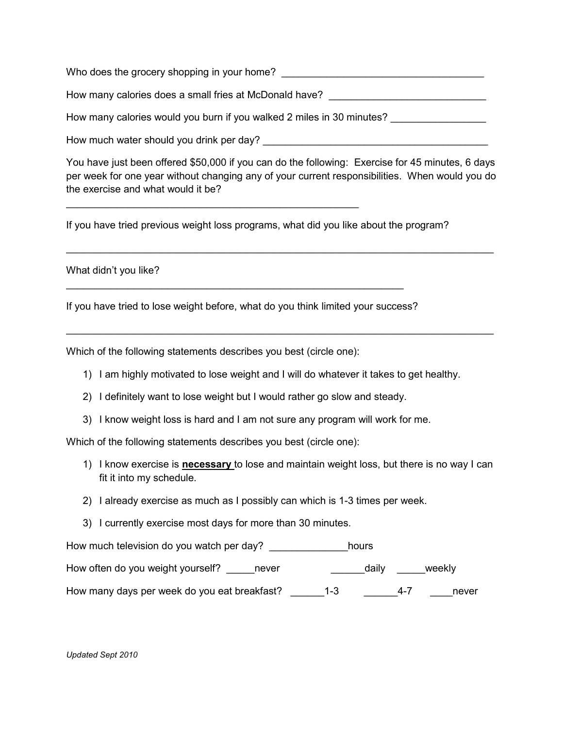Who does the grocery shopping in your home? ____________________________________

How many calories does a small fries at McDonald have? ____________________________

How many calories would you burn if you walked 2 miles in 30 minutes? _________________

How much water should you drink per day? _________________________________________

You have just been offered $50,000 if you can do the following: Exercise for 45 minutes, 6 days per week for one year without changing any of your current responsibilities. When would you do the exercise and what would it be?

______________________________________________________

If you have tried previous weight loss programs, what did you like about the program?

_______________________________________________________________________________

What didn't you like?

_______________________________________________________________

If you have tried to lose weight before, what do you think limited your success?

_______________________________________________________________________________

Which of the following statements describes you best (circle one):

1) I am highly motivated to lose weight and I will do whatever it takes to get healthy.
2) I definitely want to lose weight but I would rather go slow and steady.
3) I know weight loss is hard and I am not sure any program will work for me.

Which of the following statements describes you best (circle one):

1) I know exercise is **necessary** to lose and maintain weight loss, but there is no way I can fit it into my schedule.
2) I already exercise as much as I possibly can which is 1-3 times per week.
3) I currently exercise most days for more than 30 minutes.

How much television do you watch per day? ______________hours

How often do you weight yourself? _____never ______daily _____weekly

How many days per week do you eat breakfast? ______1-3 ______4-7 ____never

*Updated Sept 2010*